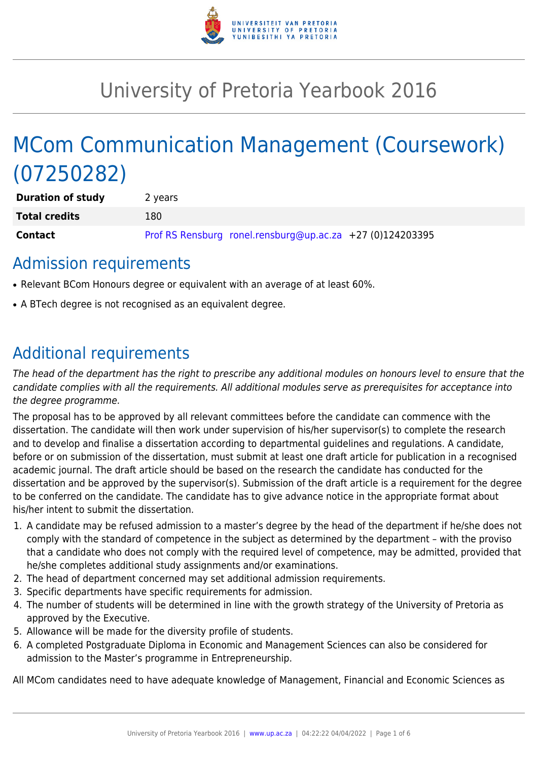# University of Pretoria Yearbook 2016

# MCom Communication Management (Coursework) (07250282)

| | |
|---|---|
| **Duration of study** | 2 years |
| **Total credits** | 180 |
| **Contact** | Prof RS Rensburg ronel.rensburg@up.ac.za +27 (0)124203395 |

## Admission requirements

- Relevant BCom Honours degree or equivalent with an average of at least 60%.
- A BTech degree is not recognised as an equivalent degree.

## Additional requirements

*The head of the department has the right to prescribe any additional modules on honours level to ensure that the candidate complies with all the requirements. All additional modules serve as prerequisites for acceptance into the degree programme.*

The proposal has to be approved by all relevant committees before the candidate can commence with the dissertation. The candidate will then work under supervision of his/her supervisor(s) to complete the research and to develop and finalise a dissertation according to departmental guidelines and regulations. A candidate, before or on submission of the dissertation, must submit at least one draft article for publication in a recognised academic journal. The draft article should be based on the research the candidate has conducted for the dissertation and be approved by the supervisor(s). Submission of the draft article is a requirement for the degree to be conferred on the candidate. The candidate has to give advance notice in the appropriate format about his/her intent to submit the dissertation.

1. A candidate may be refused admission to a master's degree by the head of the department if he/she does not comply with the standard of competence in the subject as determined by the department – with the proviso that a candidate who does not comply with the required level of competence, may be admitted, provided that he/she completes additional study assignments and/or examinations.
2. The head of department concerned may set additional admission requirements.
3. Specific departments have specific requirements for admission.
4. The number of students will be determined in line with the growth strategy of the University of Pretoria as approved by the Executive.
5. Allowance will be made for the diversity profile of students.
6. A completed Postgraduate Diploma in Economic and Management Sciences can also be considered for admission to the Master's programme in Entrepreneurship.

All MCom candidates need to have adequate knowledge of Management, Financial and Economic Sciences as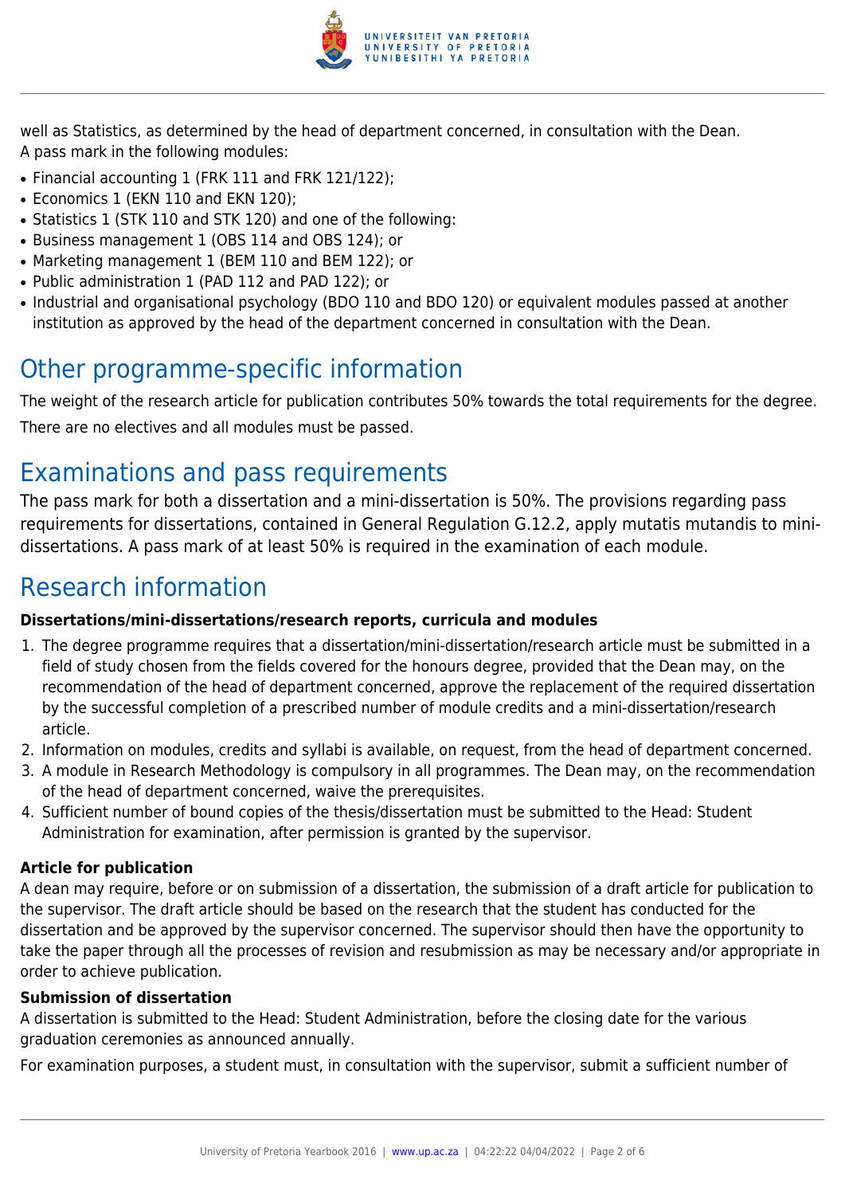well as Statistics, as determined by the head of department concerned, in consultation with the Dean.
A pass mark in the following modules:

- Financial accounting 1 (FRK 111 and FRK 121/122);
- Economics 1 (EKN 110 and EKN 120);
- Statistics 1 (STK 110 and STK 120) and one of the following:
- Business management 1 (OBS 114 and OBS 124); or
- Marketing management 1 (BEM 110 and BEM 122); or
- Public administration 1 (PAD 112 and PAD 122); or
- Industrial and organisational psychology (BDO 110 and BDO 120) or equivalent modules passed at another institution as approved by the head of the department concerned in consultation with the Dean.

## Other programme-specific information

The weight of the research article for publication contributes 50% towards the total requirements for the degree.

There are no electives and all modules must be passed.

## Examinations and pass requirements

The pass mark for both a dissertation and a mini-dissertation is 50%. The provisions regarding pass requirements for dissertations, contained in General Regulation G.12.2, apply mutatis mutandis to mini-dissertations. A pass mark of at least 50% is required in the examination of each module.

## Research information

**Dissertations/mini-dissertations/research reports, curricula and modules**

1. The degree programme requires that a dissertation/mini-dissertation/research article must be submitted in a field of study chosen from the fields covered for the honours degree, provided that the Dean may, on the recommendation of the head of department concerned, approve the replacement of the required dissertation by the successful completion of a prescribed number of module credits and a mini-dissertation/research article.
2. Information on modules, credits and syllabi is available, on request, from the head of department concerned.
3. A module in Research Methodology is compulsory in all programmes. The Dean may, on the recommendation of the head of department concerned, waive the prerequisites.
4. Sufficient number of bound copies of the thesis/dissertation must be submitted to the Head: Student Administration for examination, after permission is granted by the supervisor.

**Article for publication**

A dean may require, before or on submission of a dissertation, the submission of a draft article for publication to the supervisor. The draft article should be based on the research that the student has conducted for the dissertation and be approved by the supervisor concerned. The supervisor should then have the opportunity to take the paper through all the processes of revision and resubmission as may be necessary and/or appropriate in order to achieve publication.

**Submission of dissertation**

A dissertation is submitted to the Head: Student Administration, before the closing date for the various graduation ceremonies as announced annually.

For examination purposes, a student must, in consultation with the supervisor, submit a sufficient number of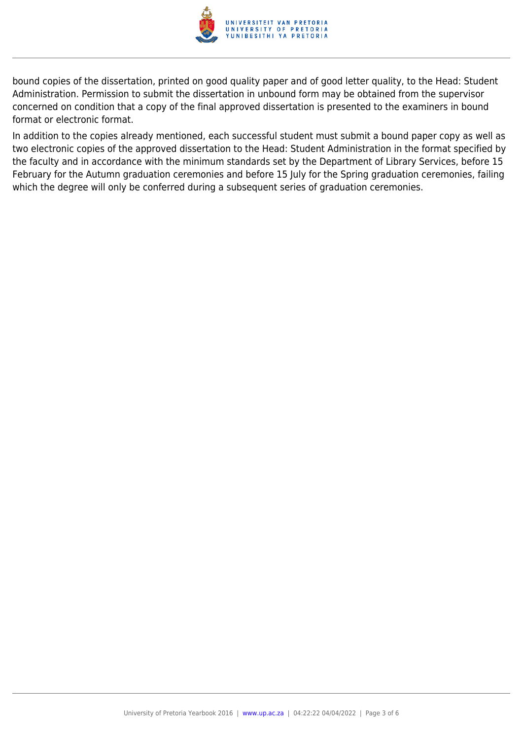bound copies of the dissertation, printed on good quality paper and of good letter quality, to the Head: Student Administration. Permission to submit the dissertation in unbound form may be obtained from the supervisor concerned on condition that a copy of the final approved dissertation is presented to the examiners in bound format or electronic format.

In addition to the copies already mentioned, each successful student must submit a bound paper copy as well as two electronic copies of the approved dissertation to the Head: Student Administration in the format specified by the faculty and in accordance with the minimum standards set by the Department of Library Services, before 15 February for the Autumn graduation ceremonies and before 15 July for the Spring graduation ceremonies, failing which the degree will only be conferred during a subsequent series of graduation ceremonies.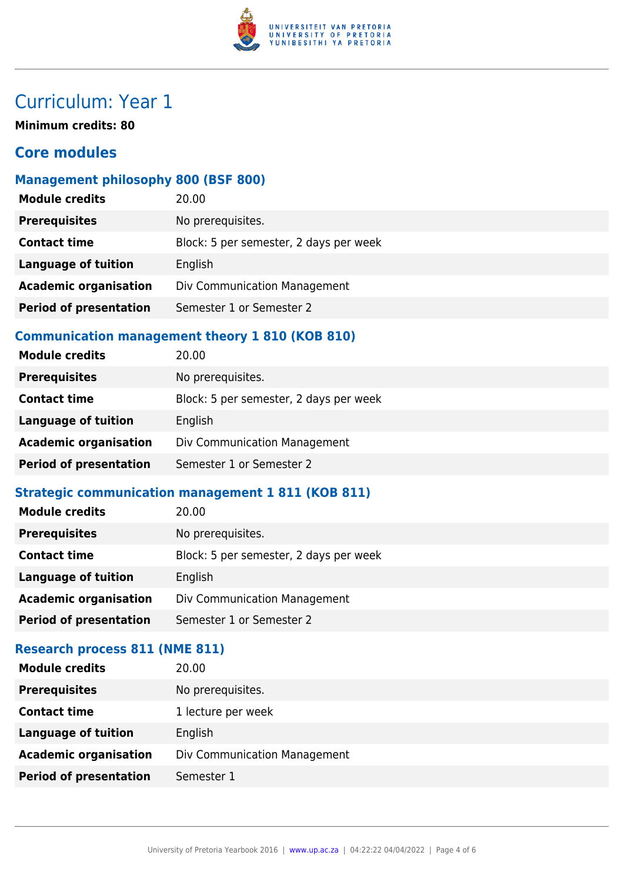# Curriculum: Year 1

**Minimum credits: 80**

## Core modules

### Management philosophy 800 (BSF 800)

| | |
|---|---|
| **Module credits** | 20.00 |
| **Prerequisites** | No prerequisites. |
| **Contact time** | Block: 5 per semester, 2 days per week |
| **Language of tuition** | English |
| **Academic organisation** | Div Communication Management |
| **Period of presentation** | Semester 1 or Semester 2 |

### Communication management theory 1 810 (KOB 810)

| | |
|---|---|
| **Module credits** | 20.00 |
| **Prerequisites** | No prerequisites. |
| **Contact time** | Block: 5 per semester, 2 days per week |
| **Language of tuition** | English |
| **Academic organisation** | Div Communication Management |
| **Period of presentation** | Semester 1 or Semester 2 |

### Strategic communication management 1 811 (KOB 811)

| | |
|---|---|
| **Module credits** | 20.00 |
| **Prerequisites** | No prerequisites. |
| **Contact time** | Block: 5 per semester, 2 days per week |
| **Language of tuition** | English |
| **Academic organisation** | Div Communication Management |
| **Period of presentation** | Semester 1 or Semester 2 |

### Research process 811 (NME 811)

| | |
|---|---|
| **Module credits** | 20.00 |
| **Prerequisites** | No prerequisites. |
| **Contact time** | 1 lecture per week |
| **Language of tuition** | English |
| **Academic organisation** | Div Communication Management |
| **Period of presentation** | Semester 1 |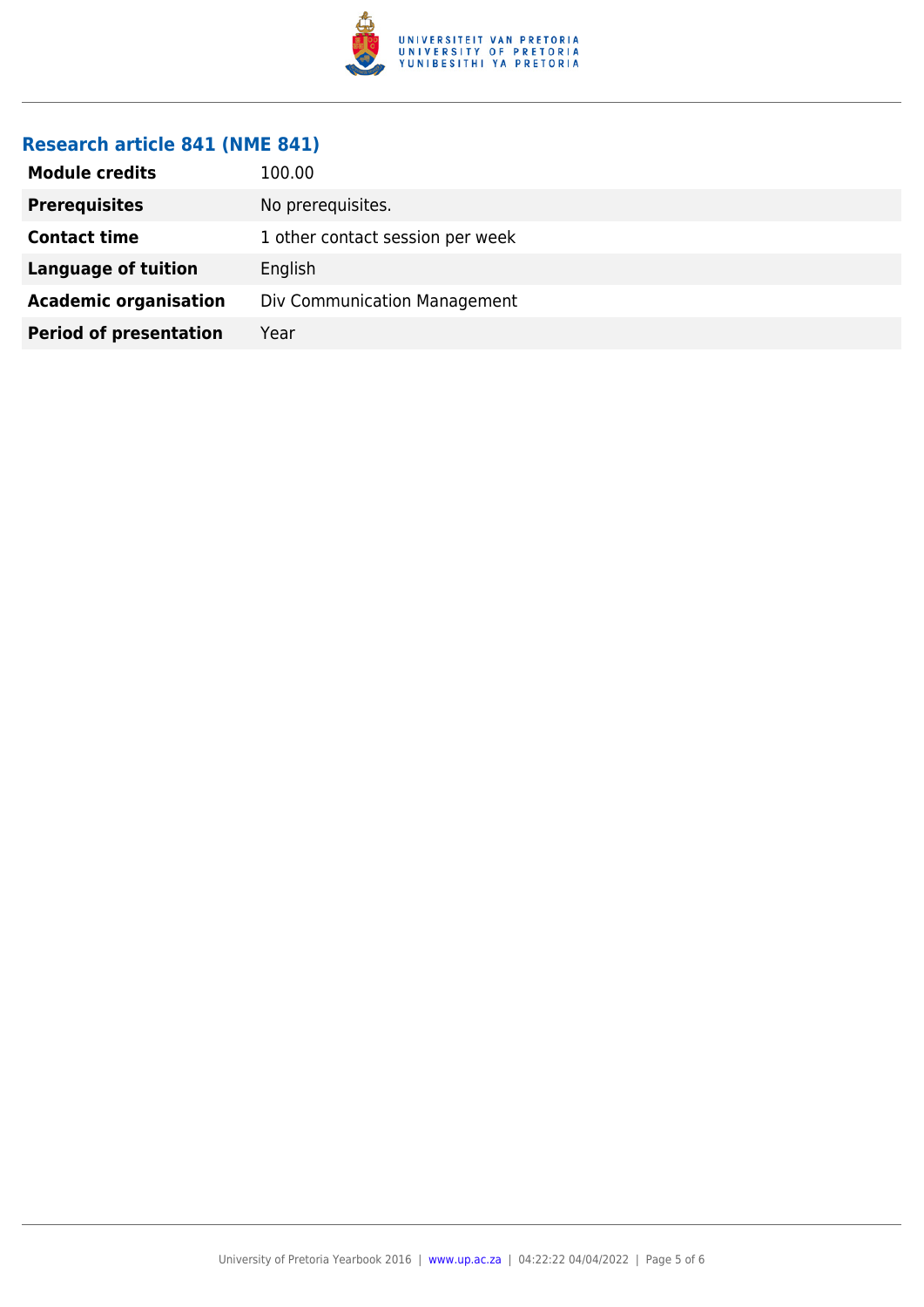## Research article 841 (NME 841)

| | |
|---|---|
| **Module credits** | 100.00 |
| **Prerequisites** | No prerequisites. |
| **Contact time** | 1 other contact session per week |
| **Language of tuition** | English |
| **Academic organisation** | Div Communication Management |
| **Period of presentation** | Year |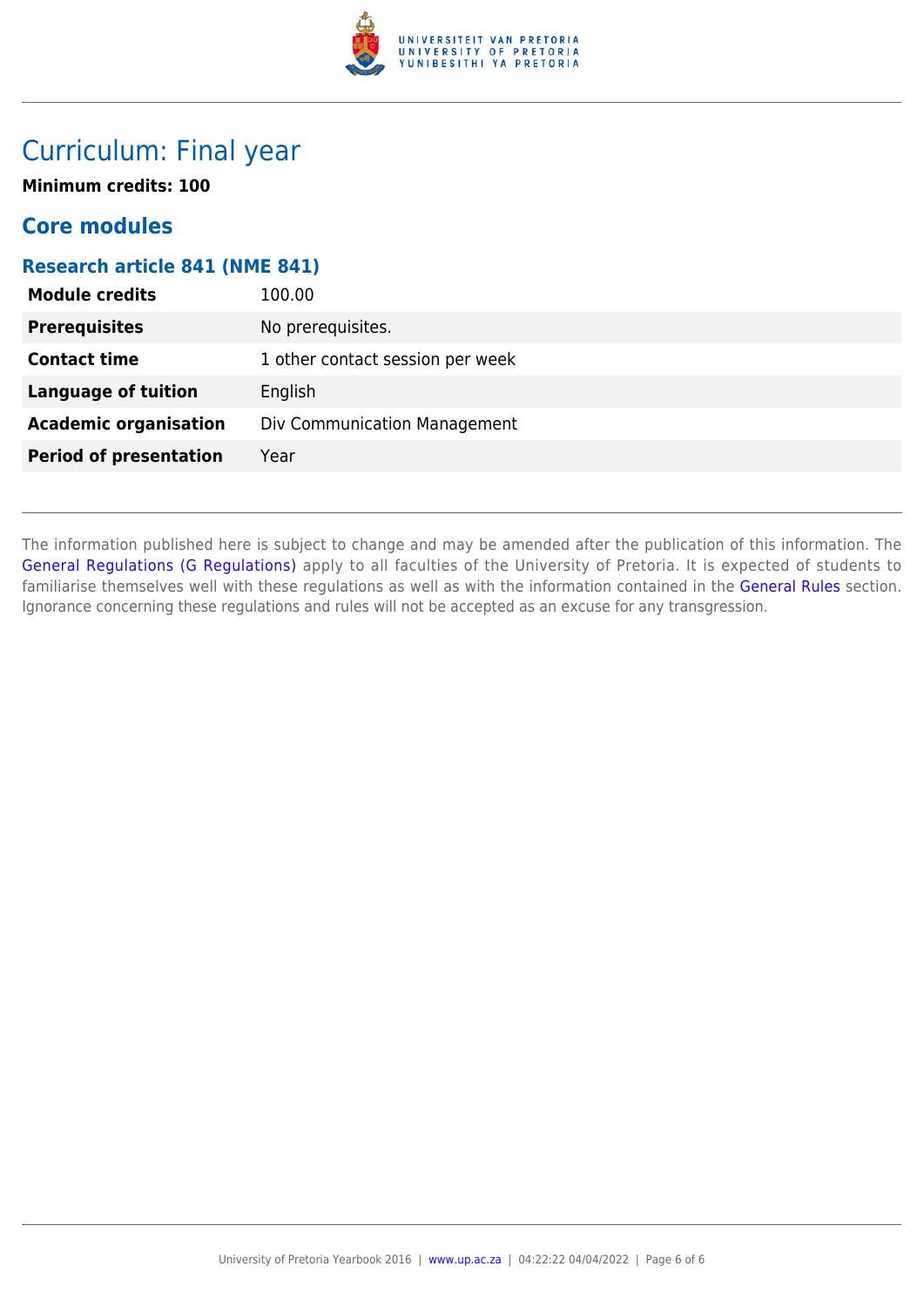# Curriculum: Final year

**Minimum credits: 100**

## Core modules

### Research article 841 (NME 841)

| | |
|---|---|
| **Module credits** | 100.00 |
| **Prerequisites** | No prerequisites. |
| **Contact time** | 1 other contact session per week |
| **Language of tuition** | English |
| **Academic organisation** | Div Communication Management |
| **Period of presentation** | Year |

The information published here is subject to change and may be amended after the publication of this information. The General Regulations (G Regulations) apply to all faculties of the University of Pretoria. It is expected of students to familiarise themselves well with these regulations as well as with the information contained in the General Rules section. Ignorance concerning these regulations and rules will not be accepted as an excuse for any transgression.